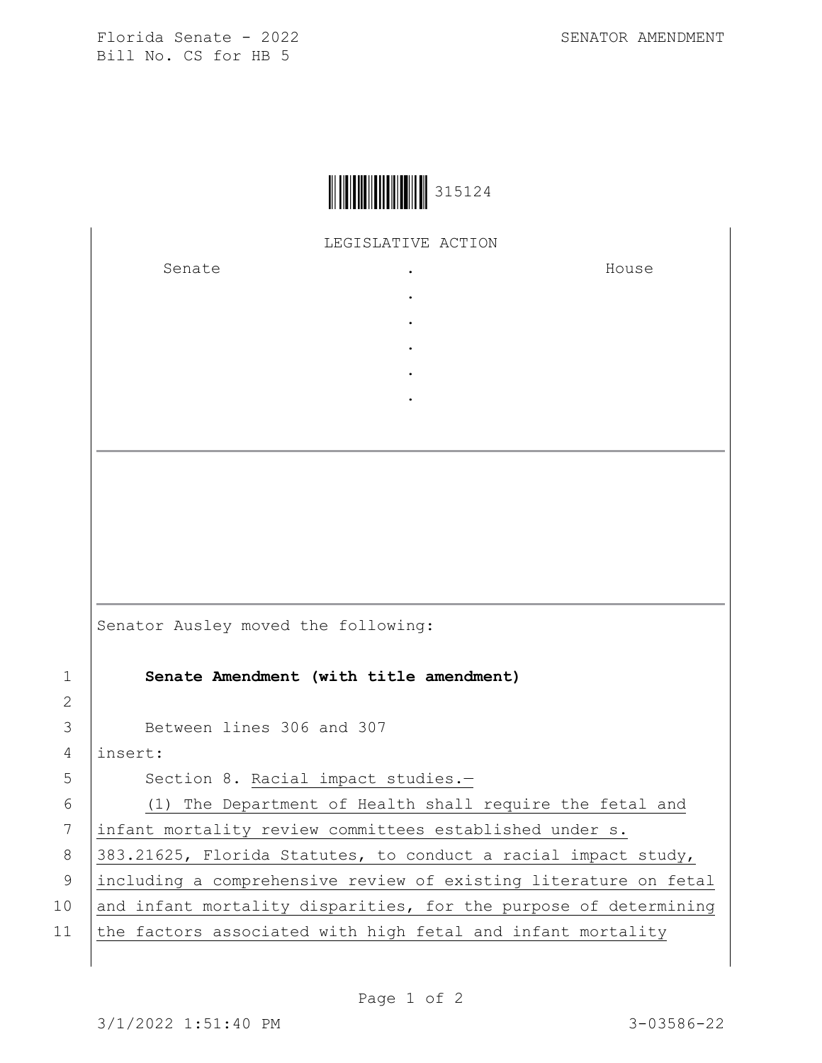Florida Senate - 2022
Bill No. CS for HB 5

SENATOR AMENDMENT

315124

LEGISLATIVE ACTION

| Senate | . | House |
| --- | --- | --- |
| | . | |
| | . | |
| | . | |
| | . | |
| | . | |

Senator Ausley moved the following:

**Senate Amendment (with title amendment)**

Between lines 306 and 307
insert:

Section 8. Racial impact studies.—

(1) The Department of Health shall require the fetal and infant mortality review committees established under s. 383.21625, Florida Statutes, to conduct a racial impact study, including a comprehensive review of existing literature on fetal and infant mortality disparities, for the purpose of determining the factors associated with high fetal and infant mortality

3/1/2022 1:51:40 PM

3-03586-22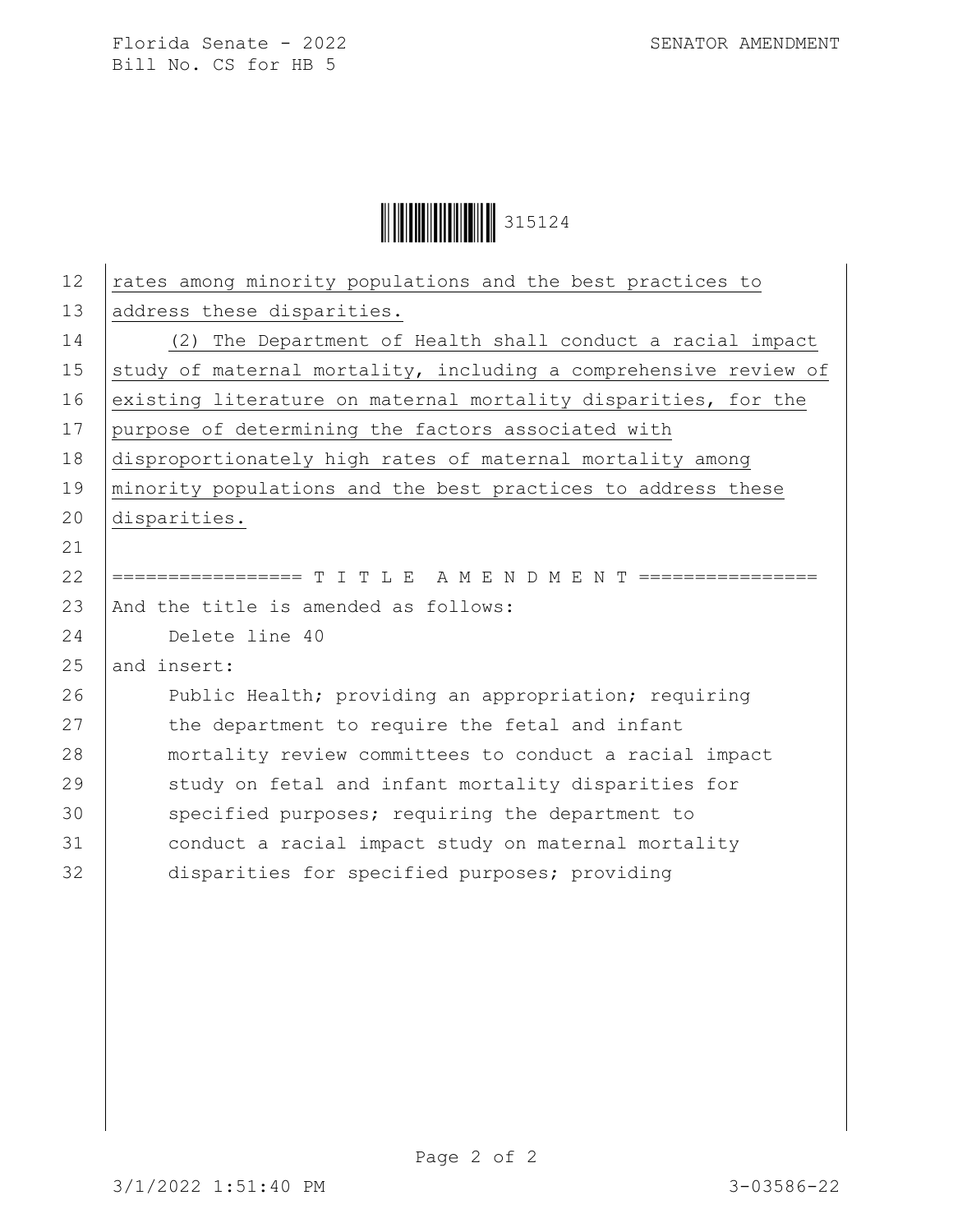rates among minority populations and the best practices to address these disparities.

(2) The Department of Health shall conduct a racial impact study of maternal mortality, including a comprehensive review of existing literature on maternal mortality disparities, for the purpose of determining the factors associated with disproportionately high rates of maternal mortality among minority populations and the best practices to address these disparities.

================= T I T L E  A M E N D M E N T ================

And the title is amended as follows:

Delete line 40

and insert:

Public Health; providing an appropriation; requiring the department to require the fetal and infant mortality review committees to conduct a racial impact study on fetal and infant mortality disparities for specified purposes; requiring the department to conduct a racial impact study on maternal mortality disparities for specified purposes; providing